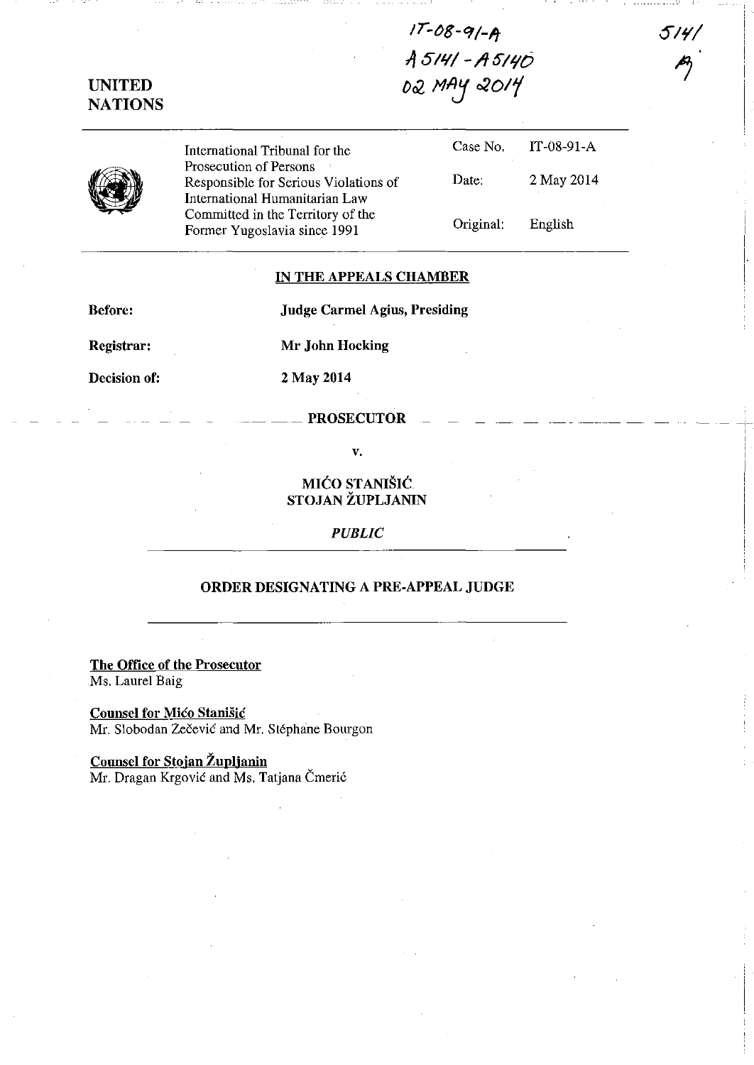IT-08-91-A
A 5141 - A 5140
02 MAY 2014

5141
A

**UNITED NATIONS**

| International Tribunal for the Prosecution of Persons Responsible for Serious Violations of International Humanitarian Law Committed in the Territory of the Former Yugoslavia since 1991 | Case No. | IT-08-91-A |
|---|---|---|
| | Date: | 2 May 2014 |
| | Original: | English |

## IN THE APPEALS CHAMBER

**Before:** **Judge Carmel Agius, Presiding**

**Registrar:** **Mr John Hocking**

**Decision of:** **2 May 2014**

**PROSECUTOR**

**v.**

**MIĆO STANIŠIĆ**
**STOJAN ŽUPLJANIN**

***PUBLIC***

## ORDER DESIGNATING A PRE-APPEAL JUDGE

**The Office of the Prosecutor**
Ms. Laurel Baig

**Counsel for Mićo Stanišić**
Mr. Slobodan Zečević and Mr. Stéphane Bourgon

**Counsel for Stojan Župljanin**
Mr. Dragan Krgović and Ms. Tatjana Čmerić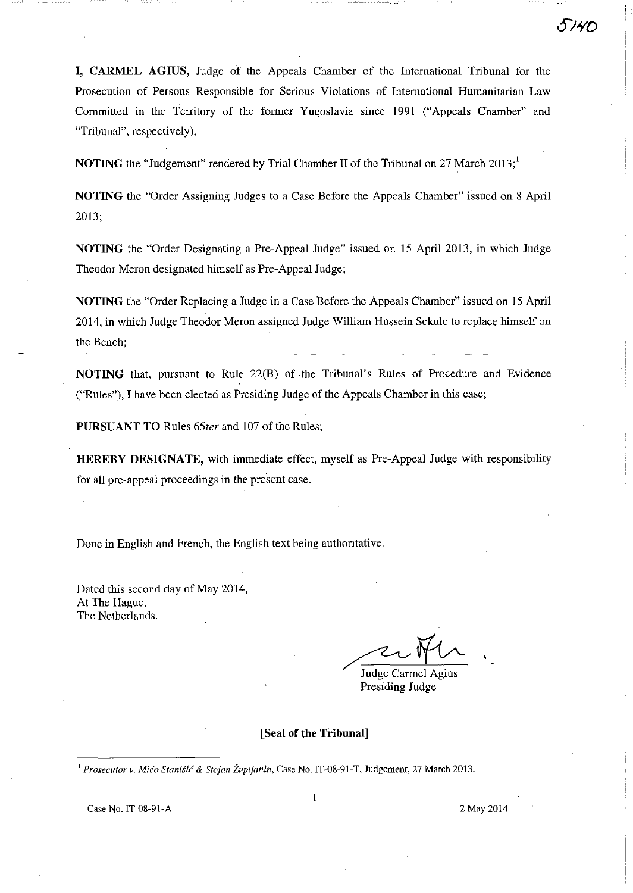**I, CARMEL AGIUS,** Judge of the Appeals Chamber of the International Tribunal for the Prosecution of Persons Responsible for Serious Violations of International Humanitarian Law Committed in the Territory of the former Yugoslavia since 1991 ("Appeals Chamber" and "Tribunal", respectively),

**NOTING** the "Judgement" rendered by Trial Chamber II of the Tribunal on 27 March 2013;[1]

**NOTING** the "Order Assigning Judges to a Case Before the Appeals Chamber" issued on 8 April 2013;

**NOTING** the "Order Designating a Pre-Appeal Judge" issued on 15 April 2013, in which Judge Theodor Meron designated himself as Pre-Appeal Judge;

**NOTING** the "Order Replacing a Judge in a Case Before the Appeals Chamber" issued on 15 April 2014, in which Judge Theodor Meron assigned Judge William Hussein Sekule to replace himself on the Bench;

**NOTING** that, pursuant to Rule 22(B) of the Tribunal's Rules of Procedure and Evidence ("Rules"), I have been elected as Presiding Judge of the Appeals Chamber in this case;

**PURSUANT TO** Rules 65*ter* and 107 of the Rules;

**HEREBY DESIGNATE,** with immediate effect, myself as Pre-Appeal Judge with responsibility for all pre-appeal proceedings in the present case.

Done in English and French, the English text being authoritative.

Dated this second day of May 2014,
At The Hague,
The Netherlands.

Judge Carmel Agius
Presiding Judge

**[Seal of the Tribunal]**

---

[1] *Prosecutor v. Mićo Stanišić & Stojan Župljanin*, Case No. IT-08-91-T, Judgement, 27 March 2013.